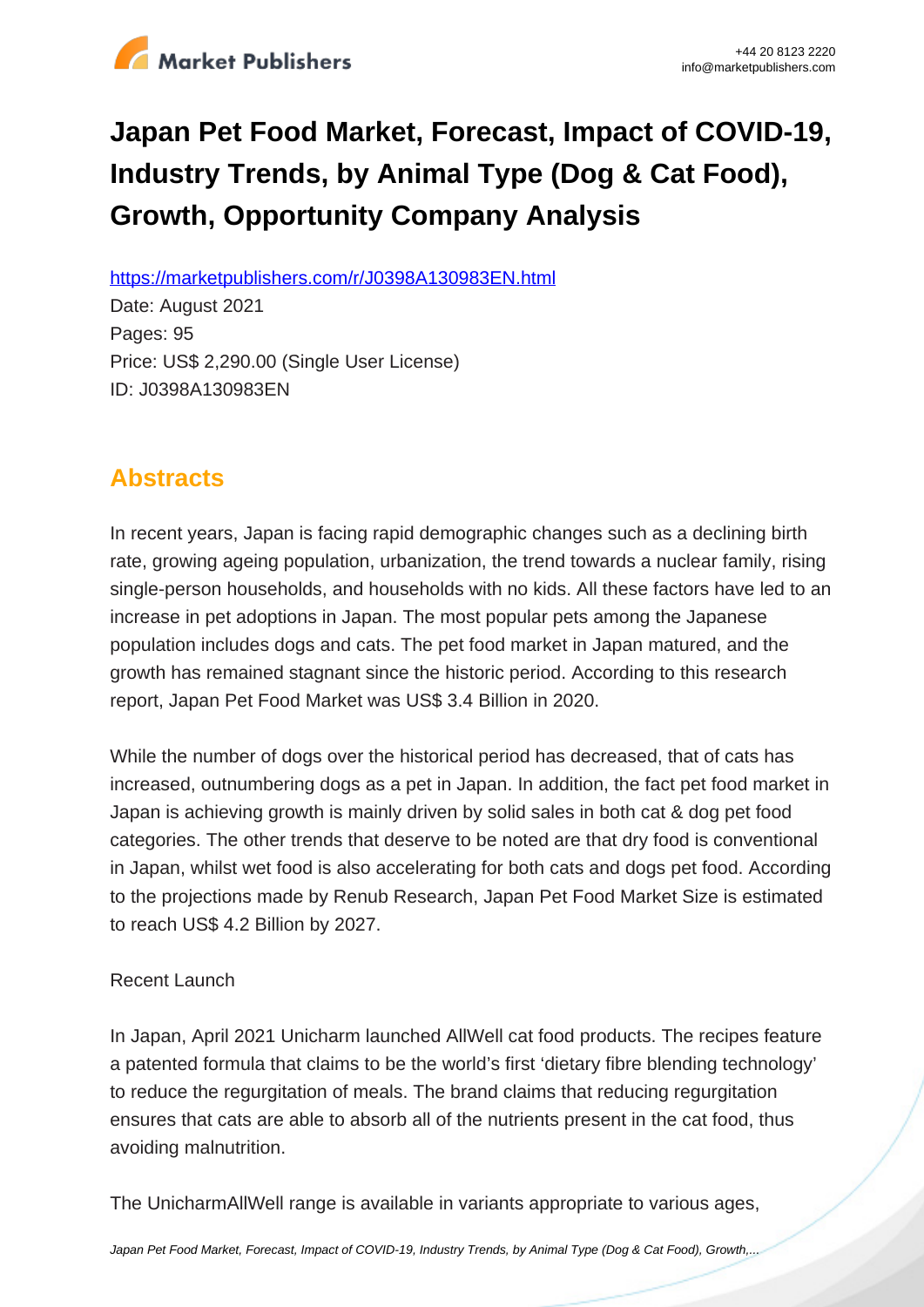# Japan Pet Food Market, Forecast, Impact of COVID-19, Industry Trends, by Animal Type (Dog & Cat Food), Growth, Opportunity Company Analysis

https://marketpublishers.com/r/J0398A130983EN.html

Date: August 2021

Pages: 95

Price: US$ 2,290.00 (Single User License)

ID: J0398A130983EN

## Abstracts

In recent years, Japan is facing rapid demographic changes such as a declining birth rate, growing ageing population, urbanization, the trend towards a nuclear family, rising single-person households, and households with no kids. All these factors have led to an increase in pet adoptions in Japan. The most popular pets among the Japanese population includes dogs and cats. The pet food market in Japan matured, and the growth has remained stagnant since the historic period. According to this research report, Japan Pet Food Market was US$ 3.4 Billion in 2020.

While the number of dogs over the historical period has decreased, that of cats has increased, outnumbering dogs as a pet in Japan. In addition, the fact pet food market in Japan is achieving growth is mainly driven by solid sales in both cat & dog pet food categories. The other trends that deserve to be noted are that dry food is conventional in Japan, whilst wet food is also accelerating for both cats and dogs pet food. According to the projections made by Renub Research, Japan Pet Food Market Size is estimated to reach US$ 4.2 Billion by 2027.

Recent Launch

In Japan, April 2021 Unicharm launched AllWell cat food products. The recipes feature a patented formula that claims to be the world's first 'dietary fibre blending technology' to reduce the regurgitation of meals. The brand claims that reducing regurgitation ensures that cats are able to absorb all of the nutrients present in the cat food, thus avoiding malnutrition.

The UnicharmAllWell range is available in variants appropriate to various ages,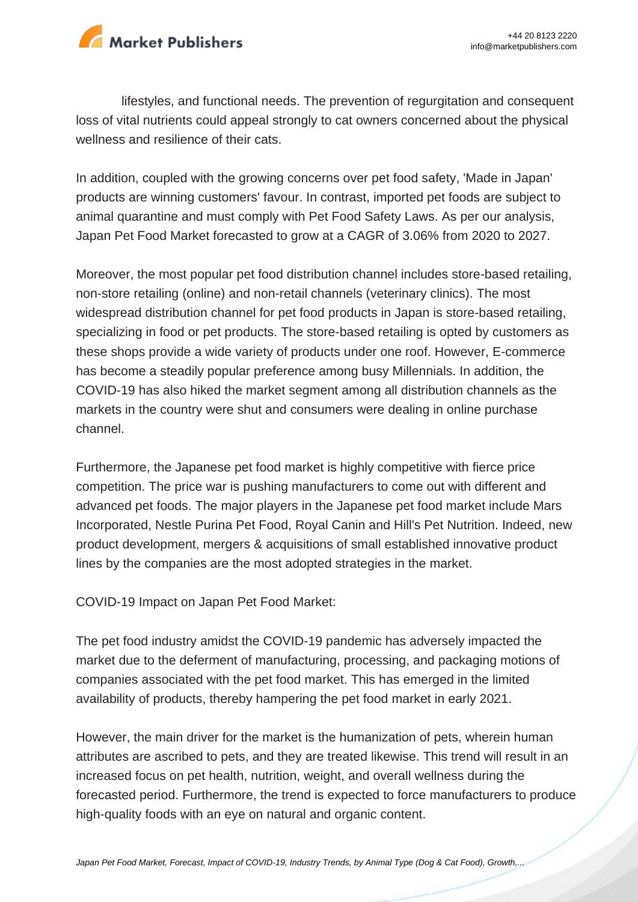lifestyles, and functional needs. The prevention of regurgitation and consequent loss of vital nutrients could appeal strongly to cat owners concerned about the physical wellness and resilience of their cats.

In addition, coupled with the growing concerns over pet food safety, 'Made in Japan' products are winning customers' favour. In contrast, imported pet foods are subject to animal quarantine and must comply with Pet Food Safety Laws. As per our analysis, Japan Pet Food Market forecasted to grow at a CAGR of 3.06% from 2020 to 2027.

Moreover, the most popular pet food distribution channel includes store-based retailing, non-store retailing (online) and non-retail channels (veterinary clinics). The most widespread distribution channel for pet food products in Japan is store-based retailing, specializing in food or pet products. The store-based retailing is opted by customers as these shops provide a wide variety of products under one roof. However, E-commerce has become a steadily popular preference among busy Millennials. In addition, the COVID-19 has also hiked the market segment among all distribution channels as the markets in the country were shut and consumers were dealing in online purchase channel.

Furthermore, the Japanese pet food market is highly competitive with fierce price competition. The price war is pushing manufacturers to come out with different and advanced pet foods. The major players in the Japanese pet food market include Mars Incorporated, Nestle Purina Pet Food, Royal Canin and Hill's Pet Nutrition. Indeed, new product development, mergers & acquisitions of small established innovative product lines by the companies are the most adopted strategies in the market.

COVID-19 Impact on Japan Pet Food Market:

The pet food industry amidst the COVID-19 pandemic has adversely impacted the market due to the deferment of manufacturing, processing, and packaging motions of companies associated with the pet food market. This has emerged in the limited availability of products, thereby hampering the pet food market in early 2021.

However, the main driver for the market is the humanization of pets, wherein human attributes are ascribed to pets, and they are treated likewise. This trend will result in an increased focus on pet health, nutrition, weight, and overall wellness during the forecasted period. Furthermore, the trend is expected to force manufacturers to produce high-quality foods with an eye on natural and organic content.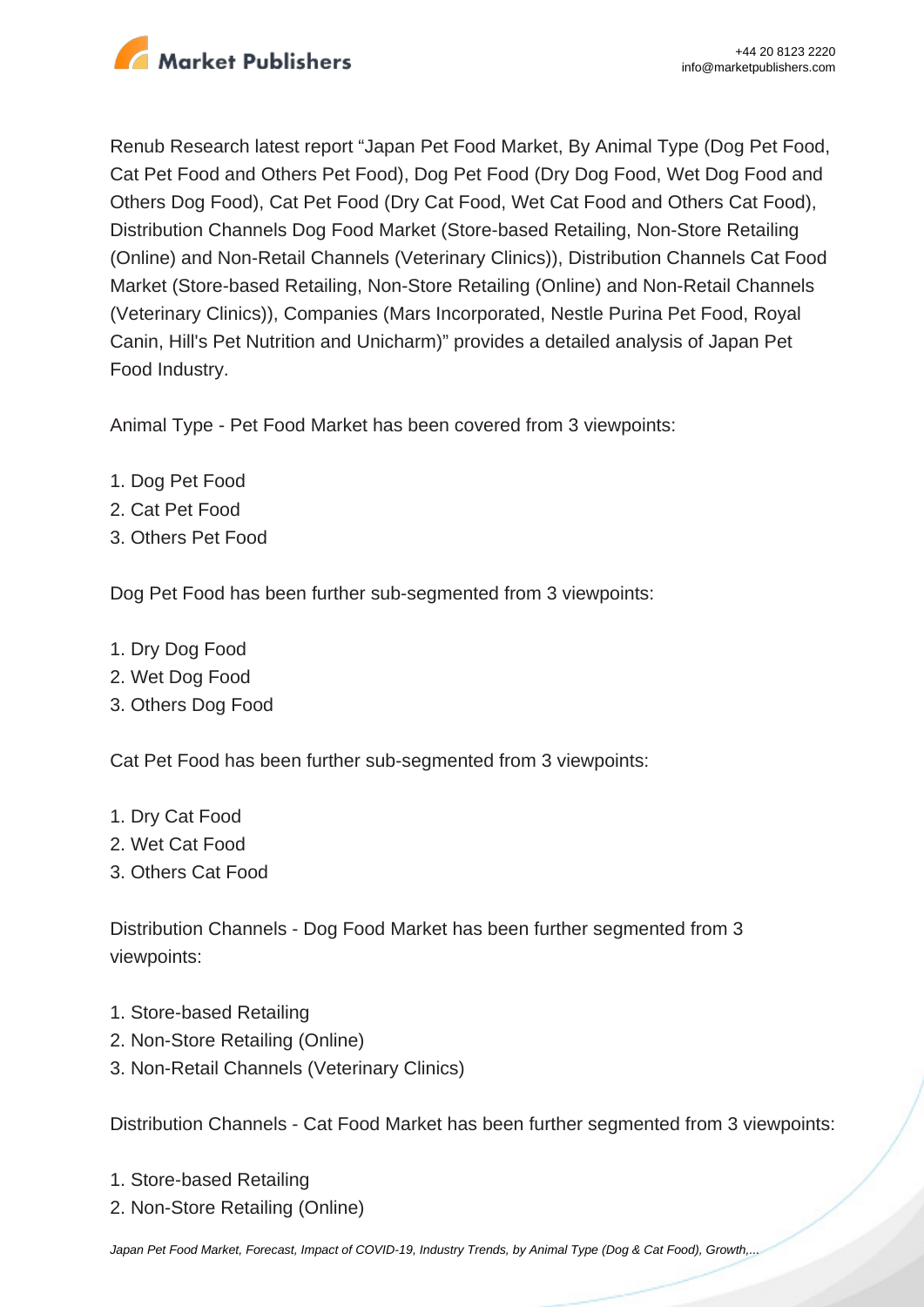Renub Research latest report “Japan Pet Food Market, By Animal Type (Dog Pet Food, Cat Pet Food and Others Pet Food), Dog Pet Food (Dry Dog Food, Wet Dog Food and Others Dog Food), Cat Pet Food (Dry Cat Food, Wet Cat Food and Others Cat Food), Distribution Channels Dog Food Market (Store-based Retailing, Non-Store Retailing (Online) and Non-Retail Channels (Veterinary Clinics)), Distribution Channels Cat Food Market (Store-based Retailing, Non-Store Retailing (Online) and Non-Retail Channels (Veterinary Clinics)), Companies (Mars Incorporated, Nestle Purina Pet Food, Royal Canin, Hill's Pet Nutrition and Unicharm)” provides a detailed analysis of Japan Pet Food Industry.

Animal Type - Pet Food Market has been covered from 3 viewpoints:

1. Dog Pet Food
2. Cat Pet Food
3. Others Pet Food

Dog Pet Food has been further sub-segmented from 3 viewpoints:

1. Dry Dog Food
2. Wet Dog Food
3. Others Dog Food

Cat Pet Food has been further sub-segmented from 3 viewpoints:

1. Dry Cat Food
2. Wet Cat Food
3. Others Cat Food

Distribution Channels - Dog Food Market has been further segmented from 3 viewpoints:

1. Store-based Retailing
2. Non-Store Retailing (Online)
3. Non-Retail Channels (Veterinary Clinics)

Distribution Channels - Cat Food Market has been further segmented from 3 viewpoints:

1. Store-based Retailing
2. Non-Store Retailing (Online)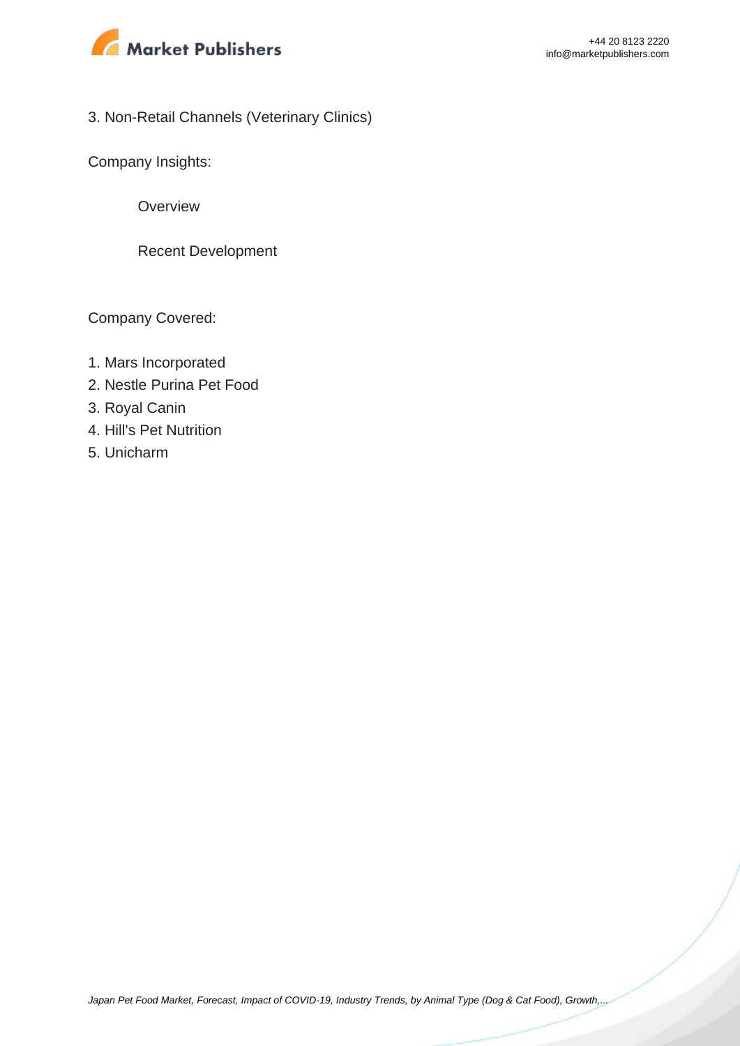3. Non-Retail Channels (Veterinary Clinics)

Company Insights:

- Overview
- Recent Development

Company Covered:

1. Mars Incorporated
2. Nestle Purina Pet Food
3. Royal Canin
4. Hill's Pet Nutrition
5. Unicharm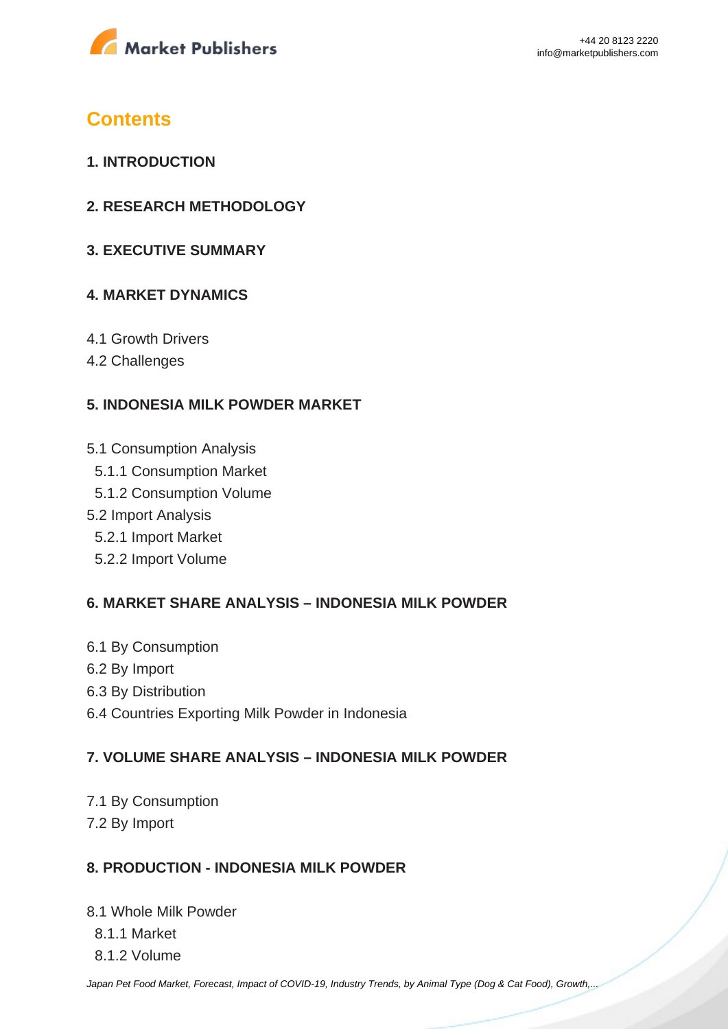# Contents

## 1. INTRODUCTION

## 2. RESEARCH METHODOLOGY

## 3. EXECUTIVE SUMMARY

## 4. MARKET DYNAMICS

4.1 Growth Drivers
4.2 Challenges

## 5. INDONESIA MILK POWDER MARKET

5.1 Consumption Analysis
  5.1.1 Consumption Market
  5.1.2 Consumption Volume
5.2 Import Analysis
  5.2.1 Import Market
  5.2.2 Import Volume

## 6. MARKET SHARE ANALYSIS – INDONESIA MILK POWDER

6.1 By Consumption
6.2 By Import
6.3 By Distribution
6.4 Countries Exporting Milk Powder in Indonesia

## 7. VOLUME SHARE ANALYSIS – INDONESIA MILK POWDER

7.1 By Consumption
7.2 By Import

## 8. PRODUCTION - INDONESIA MILK POWDER

8.1 Whole Milk Powder
  8.1.1 Market
  8.1.2 Volume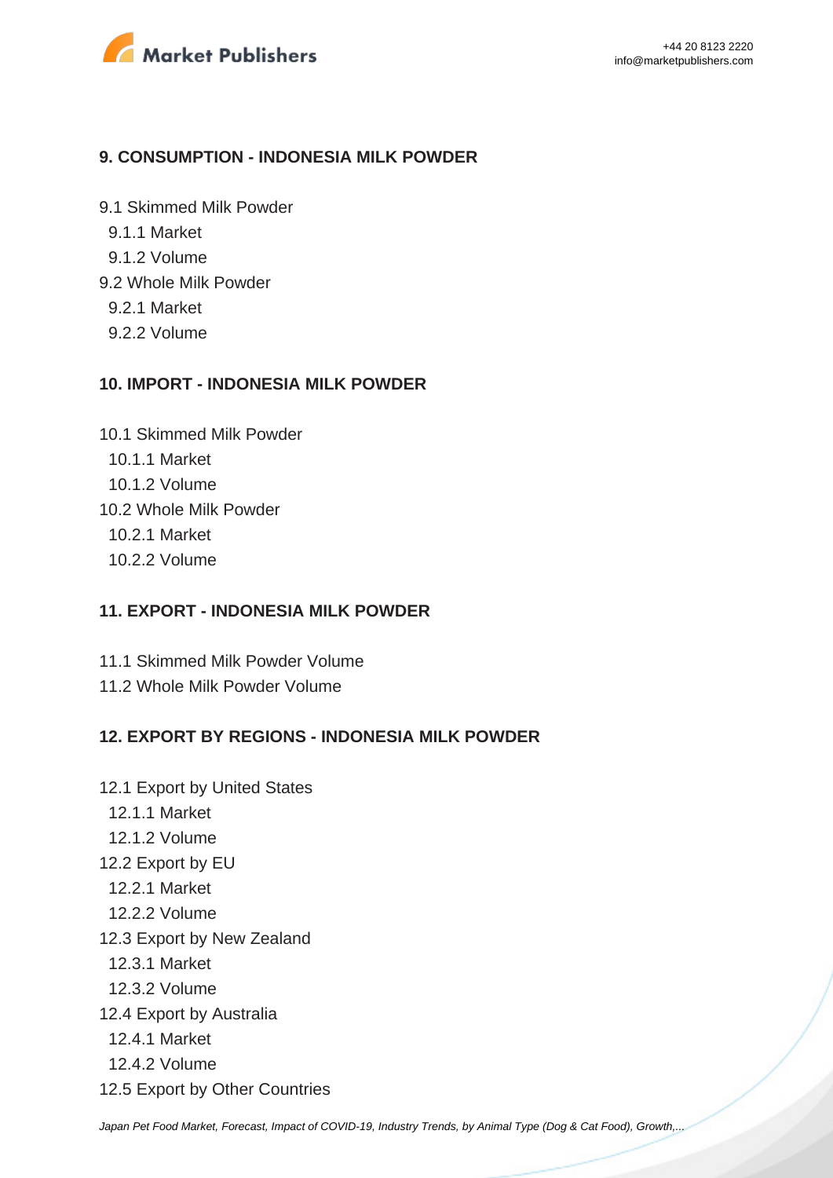## 9. CONSUMPTION - INDONESIA MILK POWDER

9.1 Skimmed Milk Powder
- 9.1.1 Market
- 9.1.2 Volume

9.2 Whole Milk Powder
- 9.2.1 Market
- 9.2.2 Volume

## 10. IMPORT - INDONESIA MILK POWDER

10.1 Skimmed Milk Powder
- 10.1.1 Market
- 10.1.2 Volume

10.2 Whole Milk Powder
- 10.2.1 Market
- 10.2.2 Volume

## 11. EXPORT - INDONESIA MILK POWDER

11.1 Skimmed Milk Powder Volume

11.2 Whole Milk Powder Volume

## 12. EXPORT BY REGIONS - INDONESIA MILK POWDER

12.1 Export by United States
- 12.1.1 Market
- 12.1.2 Volume

12.2 Export by EU
- 12.2.1 Market
- 12.2.2 Volume

12.3 Export by New Zealand
- 12.3.1 Market
- 12.3.2 Volume

12.4 Export by Australia
- 12.4.1 Market
- 12.4.2 Volume

12.5 Export by Other Countries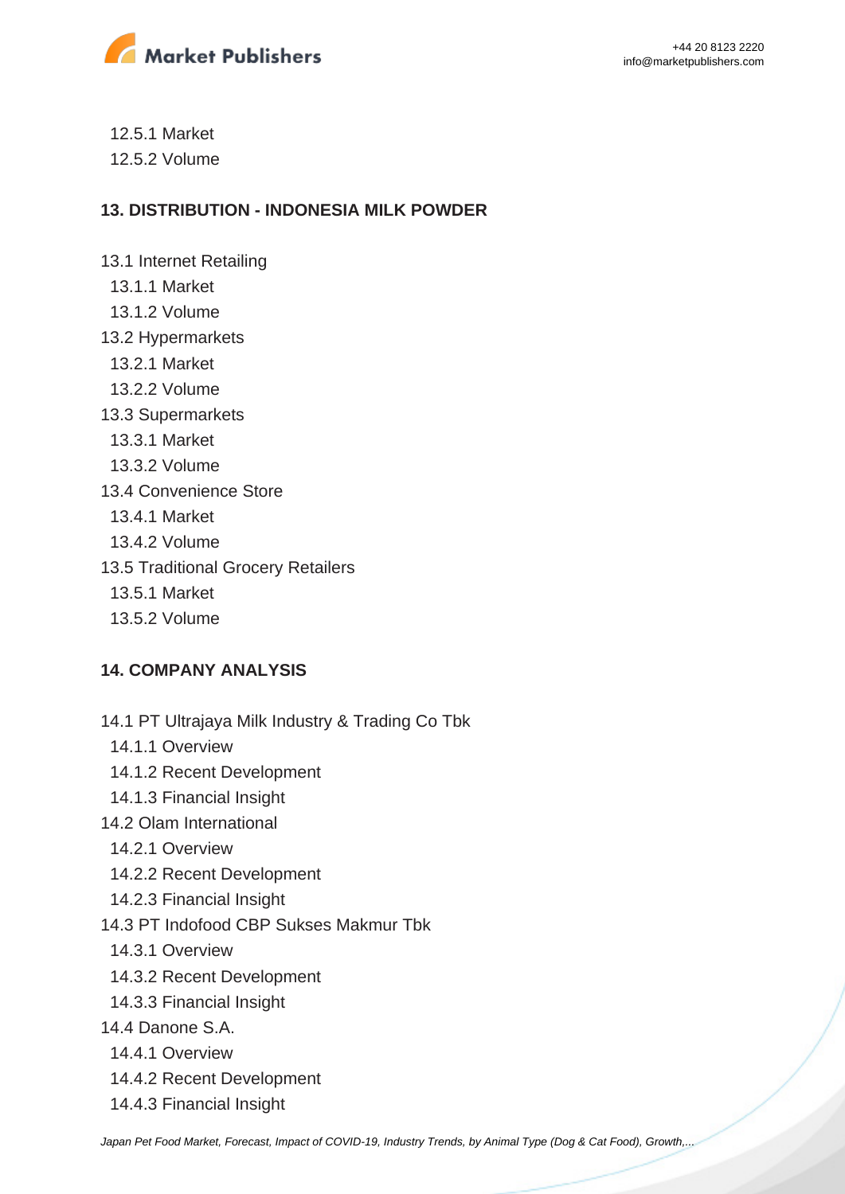12.5.1 Market
  12.5.2 Volume

## 13. DISTRIBUTION - INDONESIA MILK POWDER

13.1 Internet Retailing
  13.1.1 Market
  13.1.2 Volume
13.2 Hypermarkets
  13.2.1 Market
  13.2.2 Volume
13.3 Supermarkets
  13.3.1 Market
  13.3.2 Volume
13.4 Convenience Store
  13.4.1 Market
  13.4.2 Volume
13.5 Traditional Grocery Retailers
  13.5.1 Market
  13.5.2 Volume

## 14. COMPANY ANALYSIS

14.1 PT Ultrajaya Milk Industry & Trading Co Tbk
  14.1.1 Overview
  14.1.2 Recent Development
  14.1.3 Financial Insight
14.2 Olam International
  14.2.1 Overview
  14.2.2 Recent Development
  14.2.3 Financial Insight
14.3 PT Indofood CBP Sukses Makmur Tbk
  14.3.1 Overview
  14.3.2 Recent Development
  14.3.3 Financial Insight
14.4 Danone S.A.
  14.4.1 Overview
  14.4.2 Recent Development
  14.4.3 Financial Insight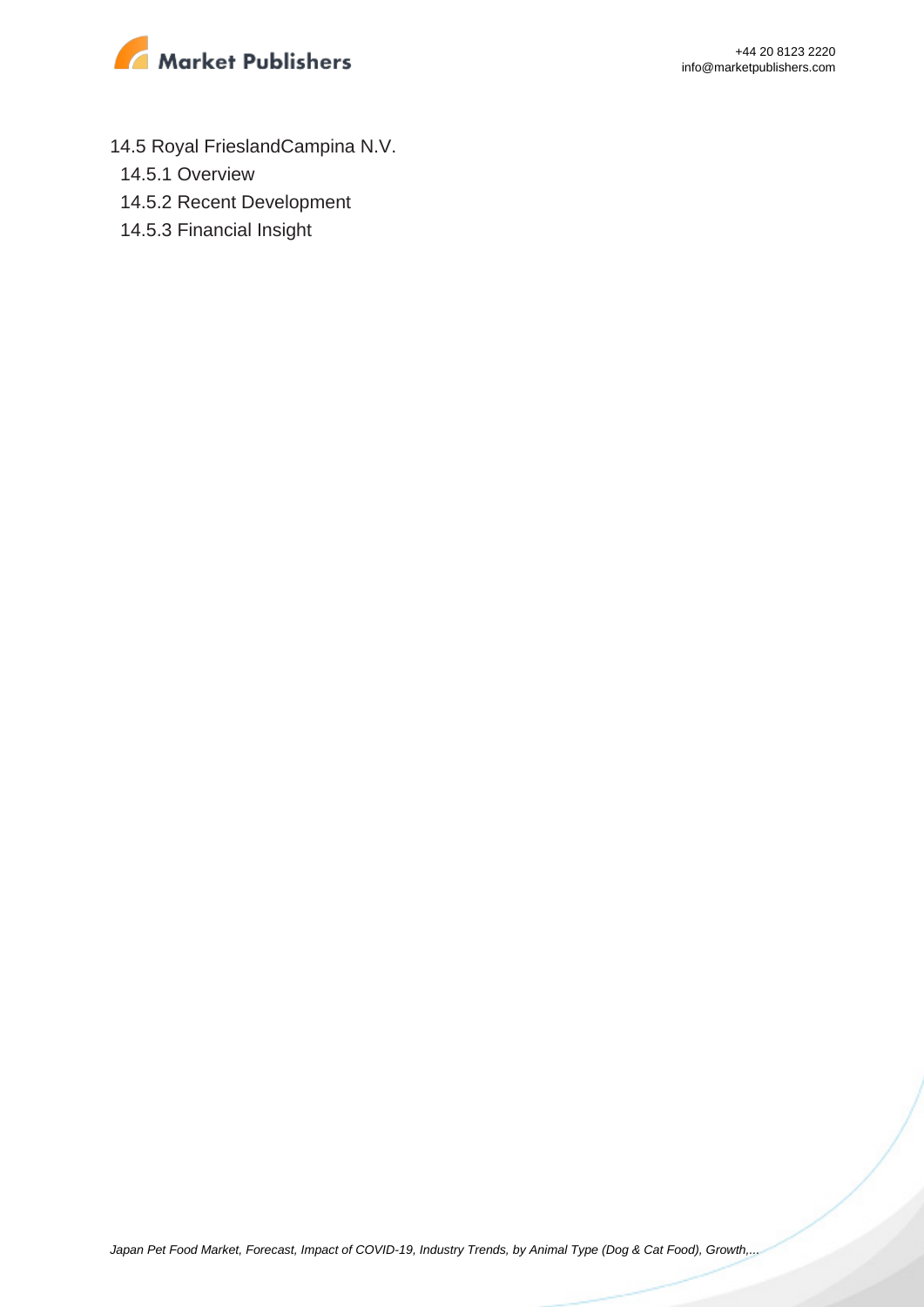14.5 Royal FrieslandCampina N.V.

14.5.1 Overview

14.5.2 Recent Development

14.5.3 Financial Insight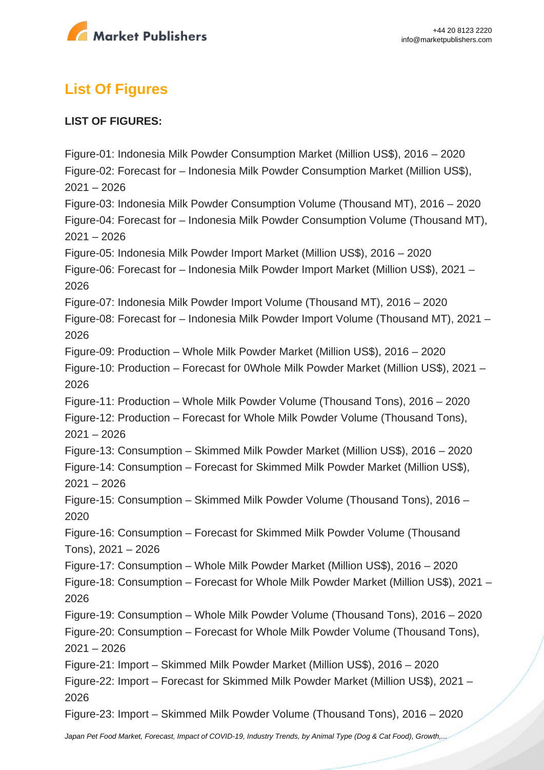## List Of Figures

**LIST OF FIGURES:**

Figure-01: Indonesia Milk Powder Consumption Market (Million US$), 2016 – 2020
Figure-02: Forecast for – Indonesia Milk Powder Consumption Market (Million US$), 2021 – 2026
Figure-03: Indonesia Milk Powder Consumption Volume (Thousand MT), 2016 – 2020
Figure-04: Forecast for – Indonesia Milk Powder Consumption Volume (Thousand MT), 2021 – 2026
Figure-05: Indonesia Milk Powder Import Market (Million US$), 2016 – 2020
Figure-06: Forecast for – Indonesia Milk Powder Import Market (Million US$), 2021 – 2026
Figure-07: Indonesia Milk Powder Import Volume (Thousand MT), 2016 – 2020
Figure-08: Forecast for – Indonesia Milk Powder Import Volume (Thousand MT), 2021 – 2026
Figure-09: Production – Whole Milk Powder Market (Million US$), 2016 – 2020
Figure-10: Production – Forecast for 0Whole Milk Powder Market (Million US$), 2021 – 2026
Figure-11: Production – Whole Milk Powder Volume (Thousand Tons), 2016 – 2020
Figure-12: Production – Forecast for Whole Milk Powder Volume (Thousand Tons), 2021 – 2026
Figure-13: Consumption – Skimmed Milk Powder Market (Million US$), 2016 – 2020
Figure-14: Consumption – Forecast for Skimmed Milk Powder Market (Million US$), 2021 – 2026
Figure-15: Consumption – Skimmed Milk Powder Volume (Thousand Tons), 2016 – 2020
Figure-16: Consumption – Forecast for Skimmed Milk Powder Volume (Thousand Tons), 2021 – 2026
Figure-17: Consumption – Whole Milk Powder Market (Million US$), 2016 – 2020
Figure-18: Consumption – Forecast for Whole Milk Powder Market (Million US$), 2021 – 2026
Figure-19: Consumption – Whole Milk Powder Volume (Thousand Tons), 2016 – 2020
Figure-20: Consumption – Forecast for Whole Milk Powder Volume (Thousand Tons), 2021 – 2026
Figure-21: Import – Skimmed Milk Powder Market (Million US$), 2016 – 2020
Figure-22: Import – Forecast for Skimmed Milk Powder Market (Million US$), 2021 – 2026
Figure-23: Import – Skimmed Milk Powder Volume (Thousand Tons), 2016 – 2020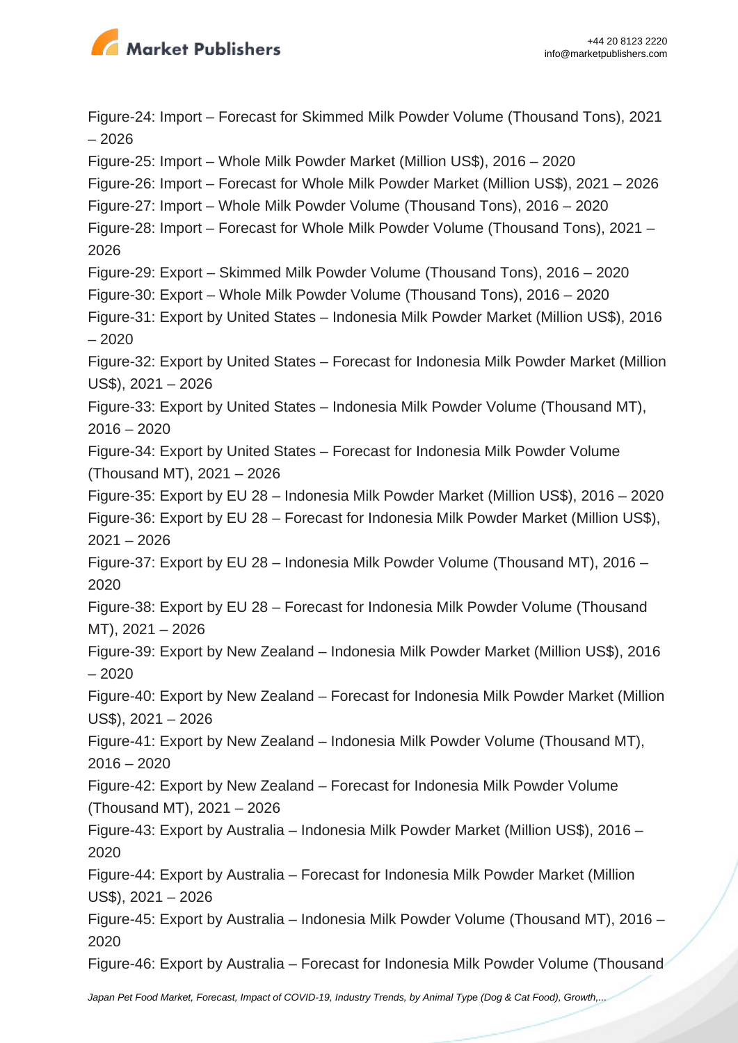Figure-24: Import – Forecast for Skimmed Milk Powder Volume (Thousand Tons), 2021 – 2026

Figure-25: Import – Whole Milk Powder Market (Million US$), 2016 – 2020

Figure-26: Import – Forecast for Whole Milk Powder Market (Million US$), 2021 – 2026

Figure-27: Import – Whole Milk Powder Volume (Thousand Tons), 2016 – 2020

Figure-28: Import – Forecast for Whole Milk Powder Volume (Thousand Tons), 2021 – 2026

Figure-29: Export – Skimmed Milk Powder Volume (Thousand Tons), 2016 – 2020

Figure-30: Export – Whole Milk Powder Volume (Thousand Tons), 2016 – 2020

Figure-31: Export by United States – Indonesia Milk Powder Market (Million US$), 2016 – 2020

Figure-32: Export by United States – Forecast for Indonesia Milk Powder Market (Million US$), 2021 – 2026

Figure-33: Export by United States – Indonesia Milk Powder Volume (Thousand MT), 2016 – 2020

Figure-34: Export by United States – Forecast for Indonesia Milk Powder Volume (Thousand MT), 2021 – 2026

Figure-35: Export by EU 28 – Indonesia Milk Powder Market (Million US$), 2016 – 2020

Figure-36: Export by EU 28 – Forecast for Indonesia Milk Powder Market (Million US$), 2021 – 2026

Figure-37: Export by EU 28 – Indonesia Milk Powder Volume (Thousand MT), 2016 – 2020

Figure-38: Export by EU 28 – Forecast for Indonesia Milk Powder Volume (Thousand MT), 2021 – 2026

Figure-39: Export by New Zealand – Indonesia Milk Powder Market (Million US$), 2016 – 2020

Figure-40: Export by New Zealand – Forecast for Indonesia Milk Powder Market (Million US$), 2021 – 2026

Figure-41: Export by New Zealand – Indonesia Milk Powder Volume (Thousand MT), 2016 – 2020

Figure-42: Export by New Zealand – Forecast for Indonesia Milk Powder Volume (Thousand MT), 2021 – 2026

Figure-43: Export by Australia – Indonesia Milk Powder Market (Million US$), 2016 – 2020

Figure-44: Export by Australia – Forecast for Indonesia Milk Powder Market (Million US$), 2021 – 2026

Figure-45: Export by Australia – Indonesia Milk Powder Volume (Thousand MT), 2016 – 2020

Figure-46: Export by Australia – Forecast for Indonesia Milk Powder Volume (Thousand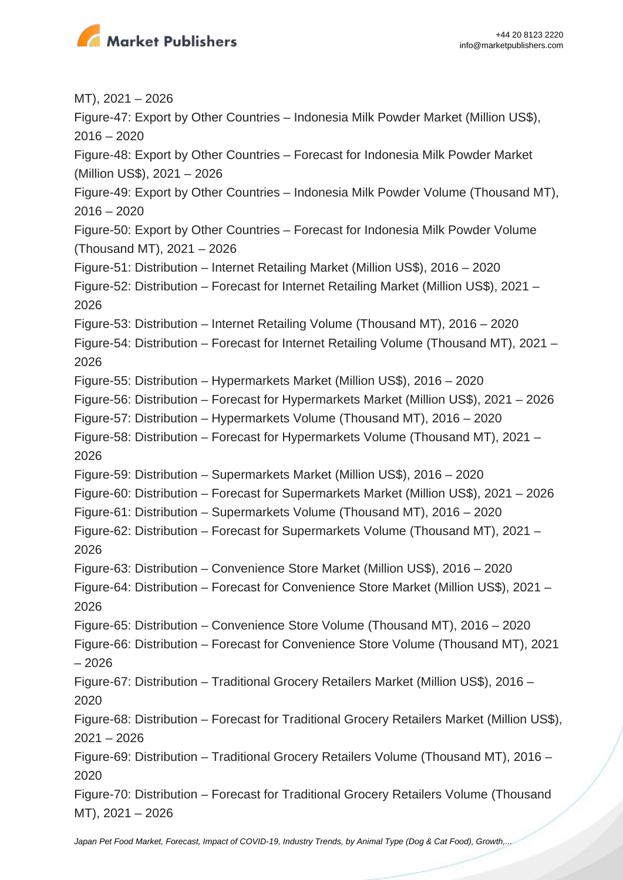MT), 2021 – 2026

Figure-47: Export by Other Countries – Indonesia Milk Powder Market (Million US$), 2016 – 2020

Figure-48: Export by Other Countries – Forecast for Indonesia Milk Powder Market (Million US$), 2021 – 2026

Figure-49: Export by Other Countries – Indonesia Milk Powder Volume (Thousand MT), 2016 – 2020

Figure-50: Export by Other Countries – Forecast for Indonesia Milk Powder Volume (Thousand MT), 2021 – 2026

Figure-51: Distribution – Internet Retailing Market (Million US$), 2016 – 2020

Figure-52: Distribution – Forecast for Internet Retailing Market (Million US$), 2021 – 2026

Figure-53: Distribution – Internet Retailing Volume (Thousand MT), 2016 – 2020

Figure-54: Distribution – Forecast for Internet Retailing Volume (Thousand MT), 2021 – 2026

Figure-55: Distribution – Hypermarkets Market (Million US$), 2016 – 2020

Figure-56: Distribution – Forecast for Hypermarkets Market (Million US$), 2021 – 2026

Figure-57: Distribution – Hypermarkets Volume (Thousand MT), 2016 – 2020

Figure-58: Distribution – Forecast for Hypermarkets Volume (Thousand MT), 2021 – 2026

Figure-59: Distribution – Supermarkets Market (Million US$), 2016 – 2020

Figure-60: Distribution – Forecast for Supermarkets Market (Million US$), 2021 – 2026

Figure-61: Distribution – Supermarkets Volume (Thousand MT), 2016 – 2020

Figure-62: Distribution – Forecast for Supermarkets Volume (Thousand MT), 2021 – 2026

Figure-63: Distribution – Convenience Store Market (Million US$), 2016 – 2020

Figure-64: Distribution – Forecast for Convenience Store Market (Million US$), 2021 – 2026

Figure-65: Distribution – Convenience Store Volume (Thousand MT), 2016 – 2020

Figure-66: Distribution – Forecast for Convenience Store Volume (Thousand MT), 2021 – 2026

Figure-67: Distribution – Traditional Grocery Retailers Market (Million US$), 2016 – 2020

Figure-68: Distribution – Forecast for Traditional Grocery Retailers Market (Million US$), 2021 – 2026

Figure-69: Distribution – Traditional Grocery Retailers Volume (Thousand MT), 2016 – 2020

Figure-70: Distribution – Forecast for Traditional Grocery Retailers Volume (Thousand MT), 2021 – 2026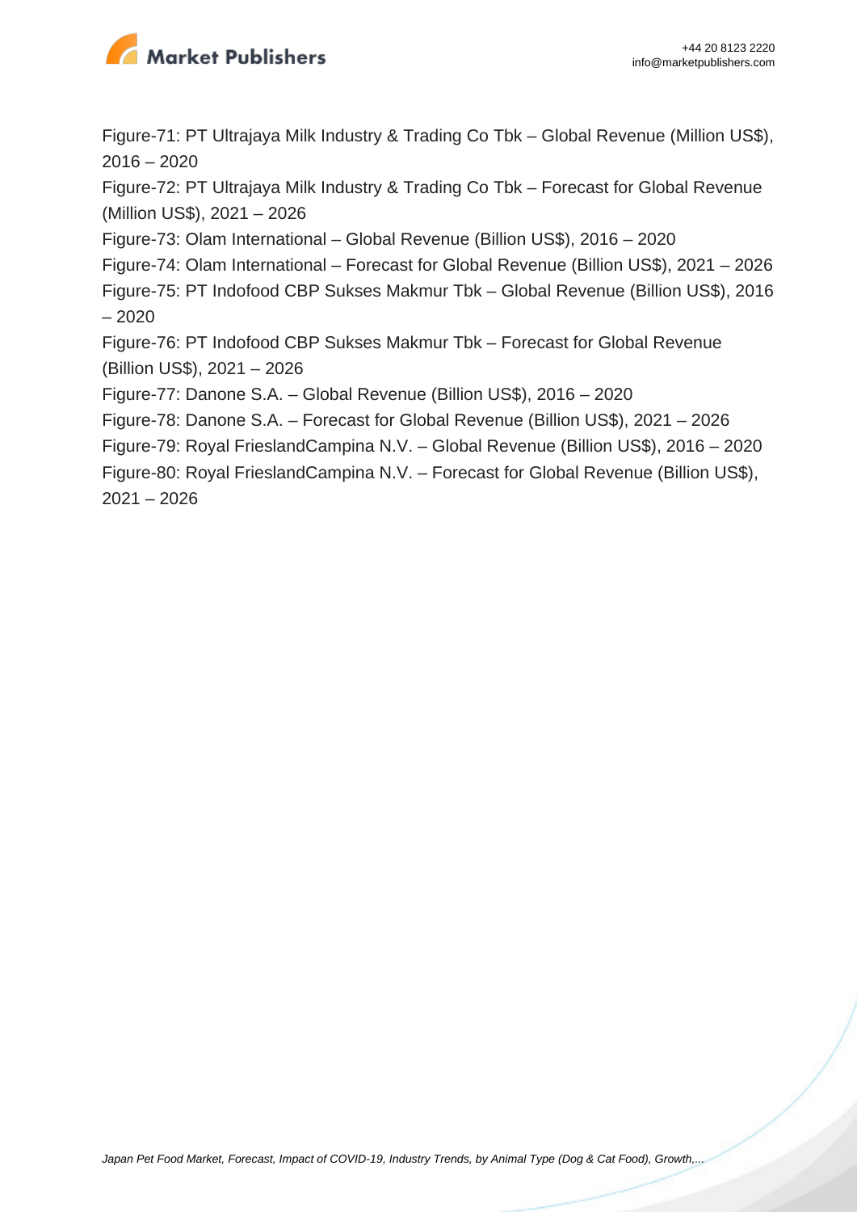Figure-71: PT Ultrajaya Milk Industry & Trading Co Tbk – Global Revenue (Million US$), 2016 – 2020

Figure-72: PT Ultrajaya Milk Industry & Trading Co Tbk – Forecast for Global Revenue (Million US$), 2021 – 2026

Figure-73: Olam International – Global Revenue (Billion US$), 2016 – 2020

Figure-74: Olam International – Forecast for Global Revenue (Billion US$), 2021 – 2026

Figure-75: PT Indofood CBP Sukses Makmur Tbk – Global Revenue (Billion US$), 2016 – 2020

Figure-76: PT Indofood CBP Sukses Makmur Tbk – Forecast for Global Revenue (Billion US$), 2021 – 2026

Figure-77: Danone S.A. – Global Revenue (Billion US$), 2016 – 2020

Figure-78: Danone S.A. – Forecast for Global Revenue (Billion US$), 2021 – 2026

Figure-79: Royal FrieslandCampina N.V. – Global Revenue (Billion US$), 2016 – 2020

Figure-80: Royal FrieslandCampina N.V. – Forecast for Global Revenue (Billion US$), 2021 – 2026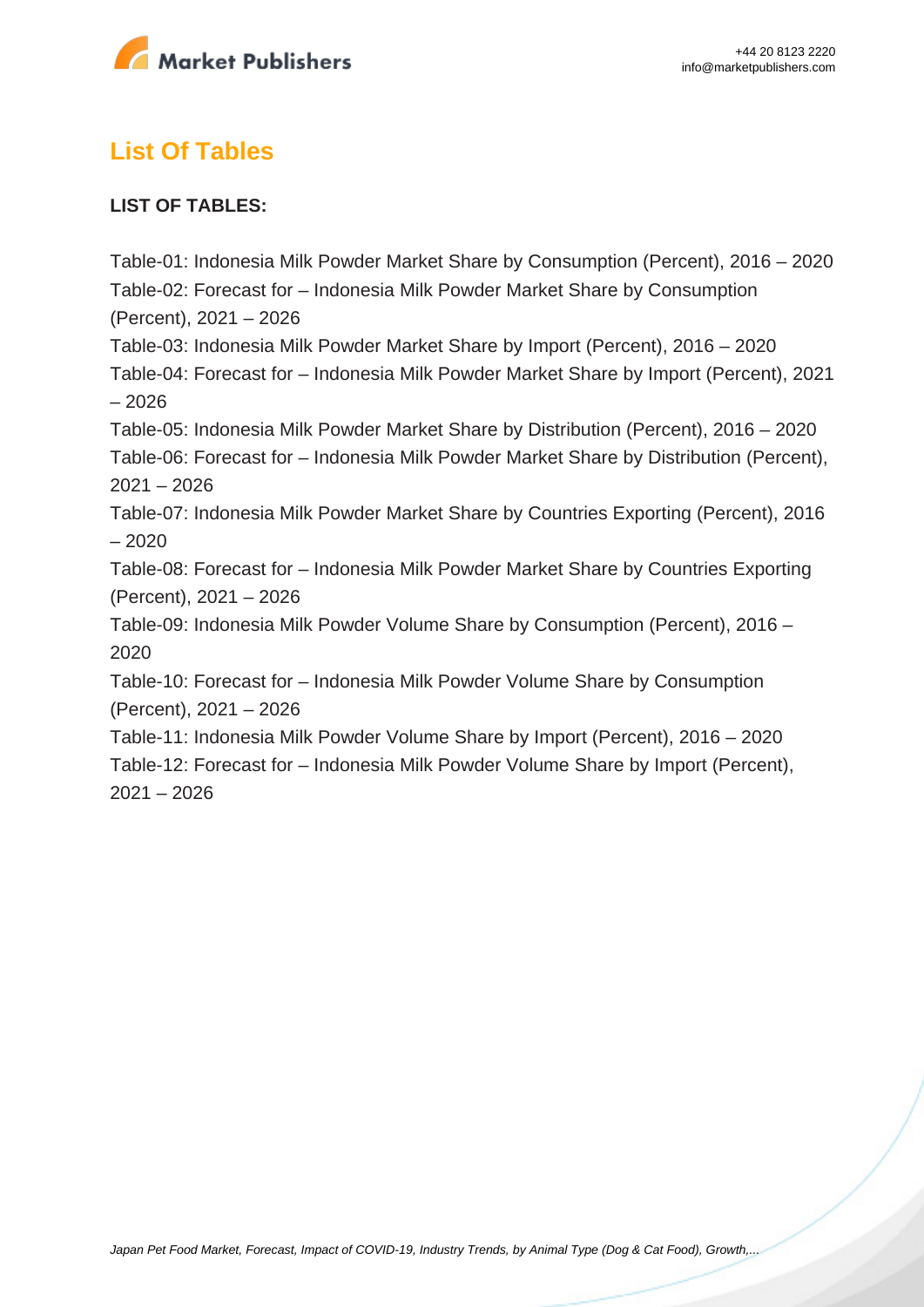## List Of Tables

**LIST OF TABLES:**

Table-01: Indonesia Milk Powder Market Share by Consumption (Percent), 2016 – 2020
Table-02: Forecast for – Indonesia Milk Powder Market Share by Consumption (Percent), 2021 – 2026
Table-03: Indonesia Milk Powder Market Share by Import (Percent), 2016 – 2020
Table-04: Forecast for – Indonesia Milk Powder Market Share by Import (Percent), 2021 – 2026
Table-05: Indonesia Milk Powder Market Share by Distribution (Percent), 2016 – 2020
Table-06: Forecast for – Indonesia Milk Powder Market Share by Distribution (Percent), 2021 – 2026
Table-07: Indonesia Milk Powder Market Share by Countries Exporting (Percent), 2016 – 2020
Table-08: Forecast for – Indonesia Milk Powder Market Share by Countries Exporting (Percent), 2021 – 2026
Table-09: Indonesia Milk Powder Volume Share by Consumption (Percent), 2016 – 2020
Table-10: Forecast for – Indonesia Milk Powder Volume Share by Consumption (Percent), 2021 – 2026
Table-11: Indonesia Milk Powder Volume Share by Import (Percent), 2016 – 2020
Table-12: Forecast for – Indonesia Milk Powder Volume Share by Import (Percent), 2021 – 2026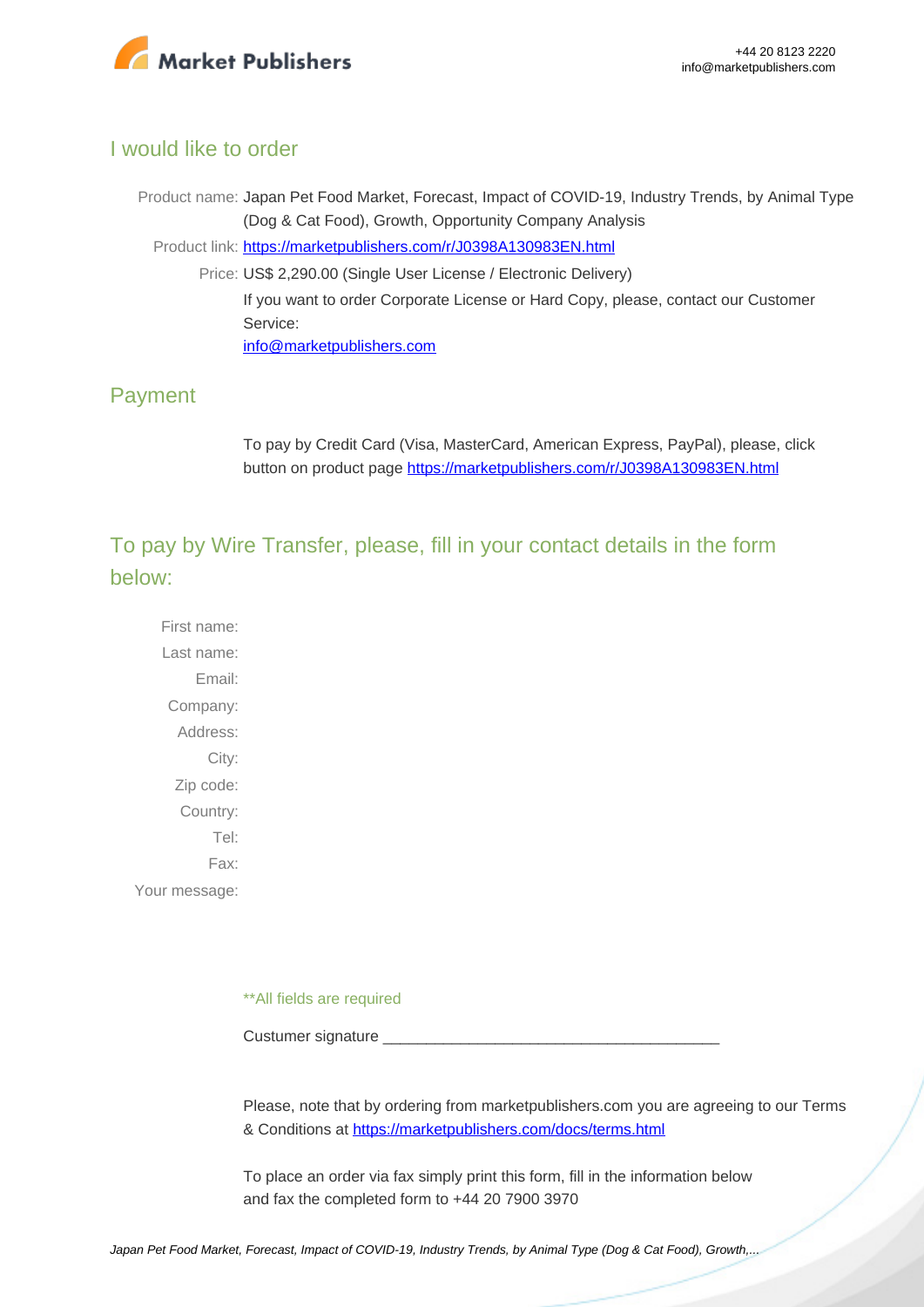## I would like to order

Product name: Japan Pet Food Market, Forecast, Impact of COVID-19, Industry Trends, by Animal Type (Dog & Cat Food), Growth, Opportunity Company Analysis

Product link: https://marketpublishers.com/r/J0398A130983EN.html

Price: US$ 2,290.00 (Single User License / Electronic Delivery)

If you want to order Corporate License or Hard Copy, please, contact our Customer Service:

info@marketpublishers.com

## Payment

To pay by Credit Card (Visa, MasterCard, American Express, PayPal), please, click button on product page https://marketpublishers.com/r/J0398A130983EN.html

## To pay by Wire Transfer, please, fill in your contact details in the form below:

First name:

Last name:

Email:

Company:

Address:

City:

Zip code:

Country:

Tel:

Fax:

Your message:

**All fields are required

Custumer signature _______________________________________

Please, note that by ordering from marketpublishers.com you are agreeing to our Terms & Conditions at https://marketpublishers.com/docs/terms.html

To place an order via fax simply print this form, fill in the information below and fax the completed form to +44 20 7900 3970